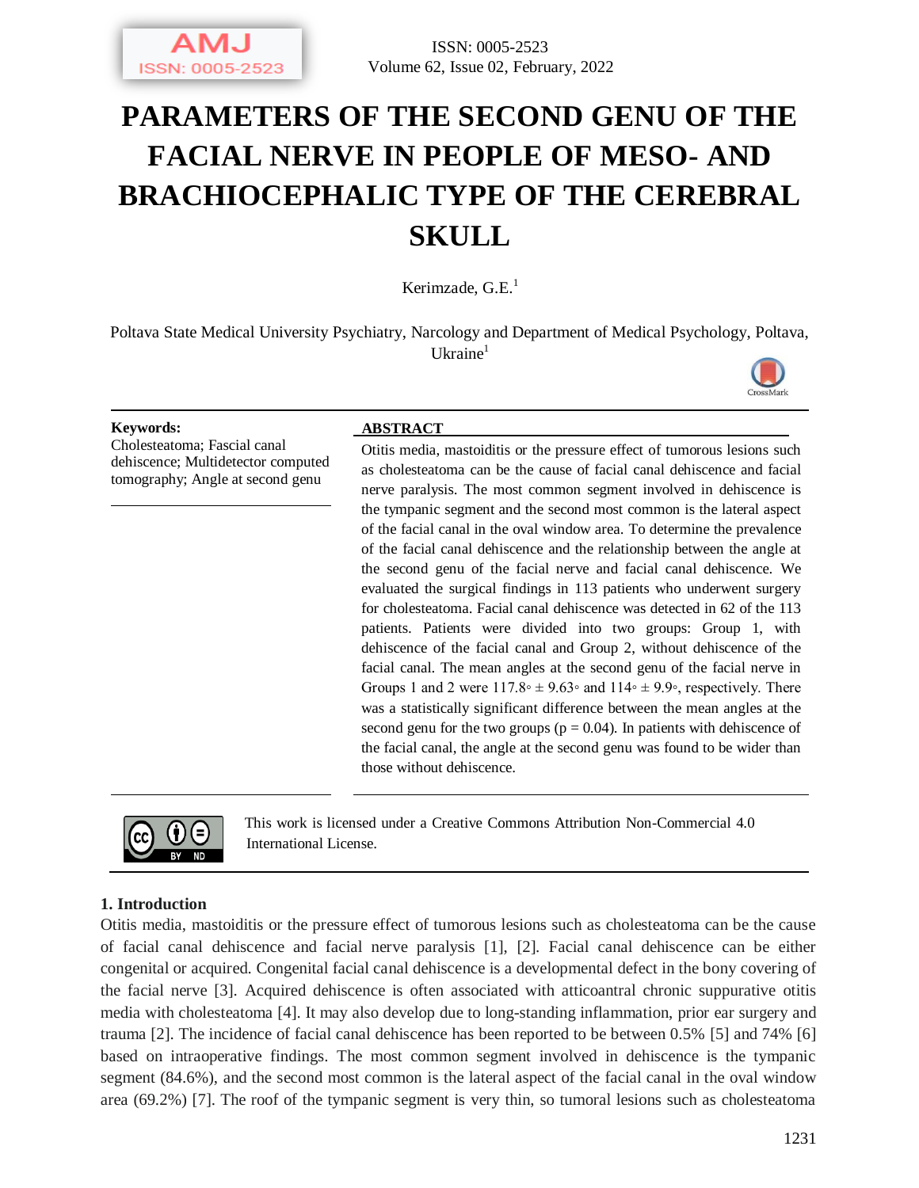# PARAMETERS OF THE SECOND GENU OF THE FACIAL NERVE IN PEOPLE OF MESO- AND BRACHIOCEPHALIC TYPE OF THE CEREBRAL SKULL

Kerimzade, G.E.[1]

Poltava State Medical University Psychiatry, Narcology and Department of Medical Psychology, Poltava, Ukraine[1]

**Keywords:**
Cholesteatoma; Fascial canal dehiscence; Multidetector computed tomography; Angle at second genu

## ABSTRACT

Otitis media, mastoiditis or the pressure effect of tumorous lesions such as cholesteatoma can be the cause of facial canal dehiscence and facial nerve paralysis. The most common segment involved in dehiscence is the tympanic segment and the second most common is the lateral aspect of the facial canal in the oval window area. To determine the prevalence of the facial canal dehiscence and the relationship between the angle at the second genu of the facial nerve and facial canal dehiscence. We evaluated the surgical findings in 113 patients who underwent surgery for cholesteatoma. Facial canal dehiscence was detected in 62 of the 113 patients. Patients were divided into two groups: Group 1, with dehiscence of the facial canal and Group 2, without dehiscence of the facial canal. The mean angles at the second genu of the facial nerve in Groups 1 and 2 were 117.8◦ ± 9.63◦ and 114◦ ± 9.9◦, respectively. There was a statistically significant difference between the mean angles at the second genu for the two groups ($p = 0.04$). In patients with dehiscence of the facial canal, the angle at the second genu was found to be wider than those without dehiscence.

This work is licensed under a Creative Commons Attribution Non-Commercial 4.0 International License.

## 1. Introduction

Otitis media, mastoiditis or the pressure effect of tumorous lesions such as cholesteatoma can be the cause of facial canal dehiscence and facial nerve paralysis [1], [2]. Facial canal dehiscence can be either congenital or acquired. Congenital facial canal dehiscence is a developmental defect in the bony covering of the facial nerve [3]. Acquired dehiscence is often associated with atticoantral chronic suppurative otitis media with cholesteatoma [4]. It may also develop due to long-standing inflammation, prior ear surgery and trauma [2]. The incidence of facial canal dehiscence has been reported to be between 0.5% [5] and 74% [6] based on intraoperative findings. The most common segment involved in dehiscence is the tympanic segment (84.6%), and the second most common is the lateral aspect of the facial canal in the oval window area (69.2%) [7]. The roof of the tympanic segment is very thin, so tumoral lesions such as cholesteatoma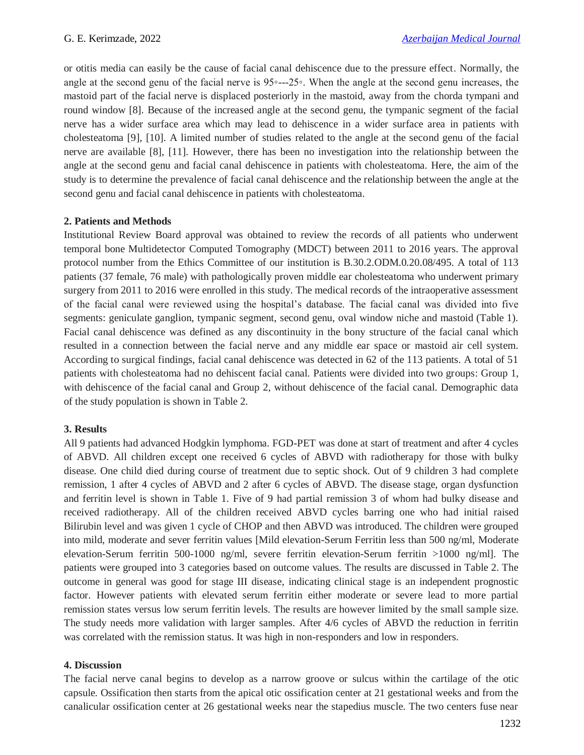or otitis media can easily be the cause of facial canal dehiscence due to the pressure effect. Normally, the angle at the second genu of the facial nerve is 95◦---25◦. When the angle at the second genu increases, the mastoid part of the facial nerve is displaced posteriorly in the mastoid, away from the chorda tympani and round window [8]. Because of the increased angle at the second genu, the tympanic segment of the facial nerve has a wider surface area which may lead to dehiscence in a wider surface area in patients with cholesteatoma [9], [10]. A limited number of studies related to the angle at the second genu of the facial nerve are available [8], [11]. However, there has been no investigation into the relationship between the angle at the second genu and facial canal dehiscence in patients with cholesteatoma. Here, the aim of the study is to determine the prevalence of facial canal dehiscence and the relationship between the angle at the second genu and facial canal dehiscence in patients with cholesteatoma.

## 2. Patients and Methods

Institutional Review Board approval was obtained to review the records of all patients who underwent temporal bone Multidetector Computed Tomography (MDCT) between 2011 to 2016 years. The approval protocol number from the Ethics Committee of our institution is B.30.2.ODM.0.20.08/495. A total of 113 patients (37 female, 76 male) with pathologically proven middle ear cholesteatoma who underwent primary surgery from 2011 to 2016 were enrolled in this study. The medical records of the intraoperative assessment of the facial canal were reviewed using the hospital's database. The facial canal was divided into five segments: geniculate ganglion, tympanic segment, second genu, oval window niche and mastoid (Table 1). Facial canal dehiscence was defined as any discontinuity in the bony structure of the facial canal which resulted in a connection between the facial nerve and any middle ear space or mastoid air cell system. According to surgical findings, facial canal dehiscence was detected in 62 of the 113 patients. A total of 51 patients with cholesteatoma had no dehiscent facial canal. Patients were divided into two groups: Group 1, with dehiscence of the facial canal and Group 2, without dehiscence of the facial canal. Demographic data of the study population is shown in Table 2.

## 3. Results

All 9 patients had advanced Hodgkin lymphoma. FGD-PET was done at start of treatment and after 4 cycles of ABVD. All children except one received 6 cycles of ABVD with radiotherapy for those with bulky disease. One child died during course of treatment due to septic shock. Out of 9 children 3 had complete remission, 1 after 4 cycles of ABVD and 2 after 6 cycles of ABVD. The disease stage, organ dysfunction and ferritin level is shown in Table 1. Five of 9 had partial remission 3 of whom had bulky disease and received radiotherapy. All of the children received ABVD cycles barring one who had initial raised Bilirubin level and was given 1 cycle of CHOP and then ABVD was introduced. The children were grouped into mild, moderate and sever ferritin values [Mild elevation-Serum Ferritin less than 500 ng/ml, Moderate elevation-Serum ferritin 500-1000 ng/ml, severe ferritin elevation-Serum ferritin >1000 ng/ml]. The patients were grouped into 3 categories based on outcome values. The results are discussed in Table 2. The outcome in general was good for stage III disease, indicating clinical stage is an independent prognostic factor. However patients with elevated serum ferritin either moderate or severe lead to more partial remission states versus low serum ferritin levels. The results are however limited by the small sample size. The study needs more validation with larger samples. After 4/6 cycles of ABVD the reduction in ferritin was correlated with the remission status. It was high in non-responders and low in responders.

## 4. Discussion

The facial nerve canal begins to develop as a narrow groove or sulcus within the cartilage of the otic capsule. Ossification then starts from the apical otic ossification center at 21 gestational weeks and from the canalicular ossification center at 26 gestational weeks near the stapedius muscle. The two centers fuse near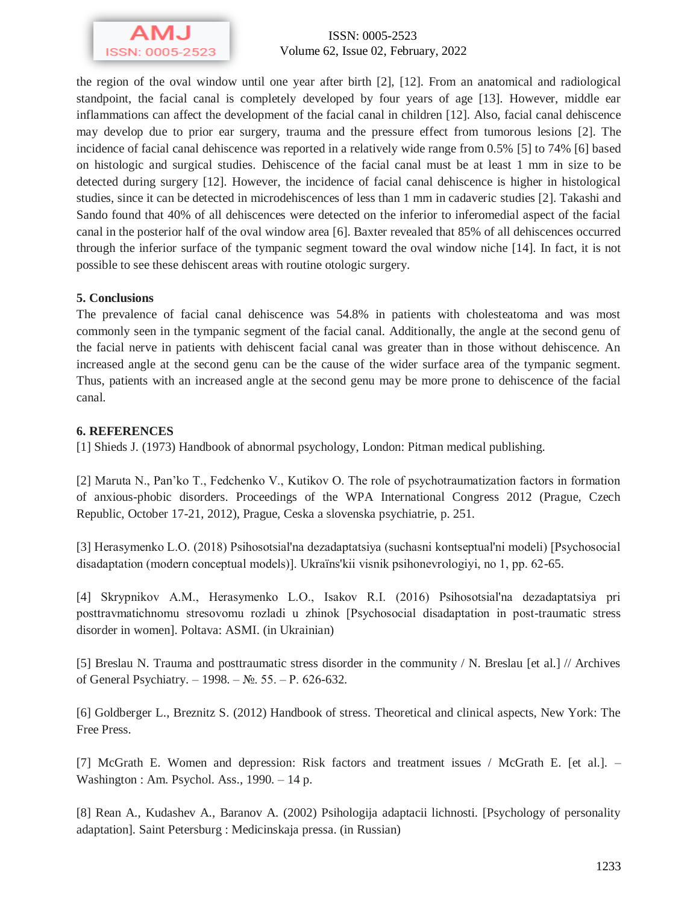the region of the oval window until one year after birth [2], [12]. From an anatomical and radiological standpoint, the facial canal is completely developed by four years of age [13]. However, middle ear inflammations can affect the development of the facial canal in children [12]. Also, facial canal dehiscence may develop due to prior ear surgery, trauma and the pressure effect from tumorous lesions [2]. The incidence of facial canal dehiscence was reported in a relatively wide range from 0.5% [5] to 74% [6] based on histologic and surgical studies. Dehiscence of the facial canal must be at least 1 mm in size to be detected during surgery [12]. However, the incidence of facial canal dehiscence is higher in histological studies, since it can be detected in microdehiscences of less than 1 mm in cadaveric studies [2]. Takashi and Sando found that 40% of all dehiscences were detected on the inferior to inferomedial aspect of the facial canal in the posterior half of the oval window area [6]. Baxter revealed that 85% of all dehiscences occurred through the inferior surface of the tympanic segment toward the oval window niche [14]. In fact, it is not possible to see these dehiscent areas with routine otologic surgery.

## 5. Conclusions

The prevalence of facial canal dehiscence was 54.8% in patients with cholesteatoma and was most commonly seen in the tympanic segment of the facial canal. Additionally, the angle at the second genu of the facial nerve in patients with dehiscent facial canal was greater than in those without dehiscence. An increased angle at the second genu can be the cause of the wider surface area of the tympanic segment. Thus, patients with an increased angle at the second genu may be more prone to dehiscence of the facial canal.

## 6. REFERENCES

[1] Shieds J. (1973) Handbook of abnormal psychology, London: Pitman medical publishing.

[2] Maruta N., Pan'ko T., Fedchenko V., Kutikov O. The role of psychotraumatization factors in formation of anxious-phobic disorders. Proceedings of the WPA International Congress 2012 (Prague, Czech Republic, October 17-21, 2012), Prague, Ceska a slovenska psychiatrie, p. 251.

[3] Herasymenko L.O. (2018) Psihosotsial'na dezadaptatsiya (suchasni kontseptual'ni modeli) [Psychosocial disadaptation (modern conceptual models)]. Ukraїns'kii visnik psihonevrologiyi, no 1, pp. 62-65.

[4] Skrypnikov A.M., Herasymenko L.O., Isakov R.I. (2016) Psihosotsial'na dezadaptatsiya pri posttravmatichnomu stresovomu rozladi u zhinok [Psychosocial disadaptation in post-traumatic stress disorder in women]. Poltava: ASMI. (in Ukrainian)

[5] Breslau N. Trauma and posttraumatic stress disorder in the community / N. Breslau [et al.] // Archives of General Psychiatry. – 1998. – №. 55. – P. 626-632.

[6] Goldberger L., Breznitz S. (2012) Handbook of stress. Theoretical and clinical aspects, New York: The Free Press.

[7] McGrath E. Women and depression: Risk factors and treatment issues / McGrath E. [et al.]. – Washington : Am. Psychol. Ass., 1990. – 14 p.

[8] Rean A., Kudashev A., Baranov A. (2002) Psihologija adaptacii lichnosti. [Psychology of personality adaptation]. Saint Petersburg : Medicinskaja pressa. (in Russian)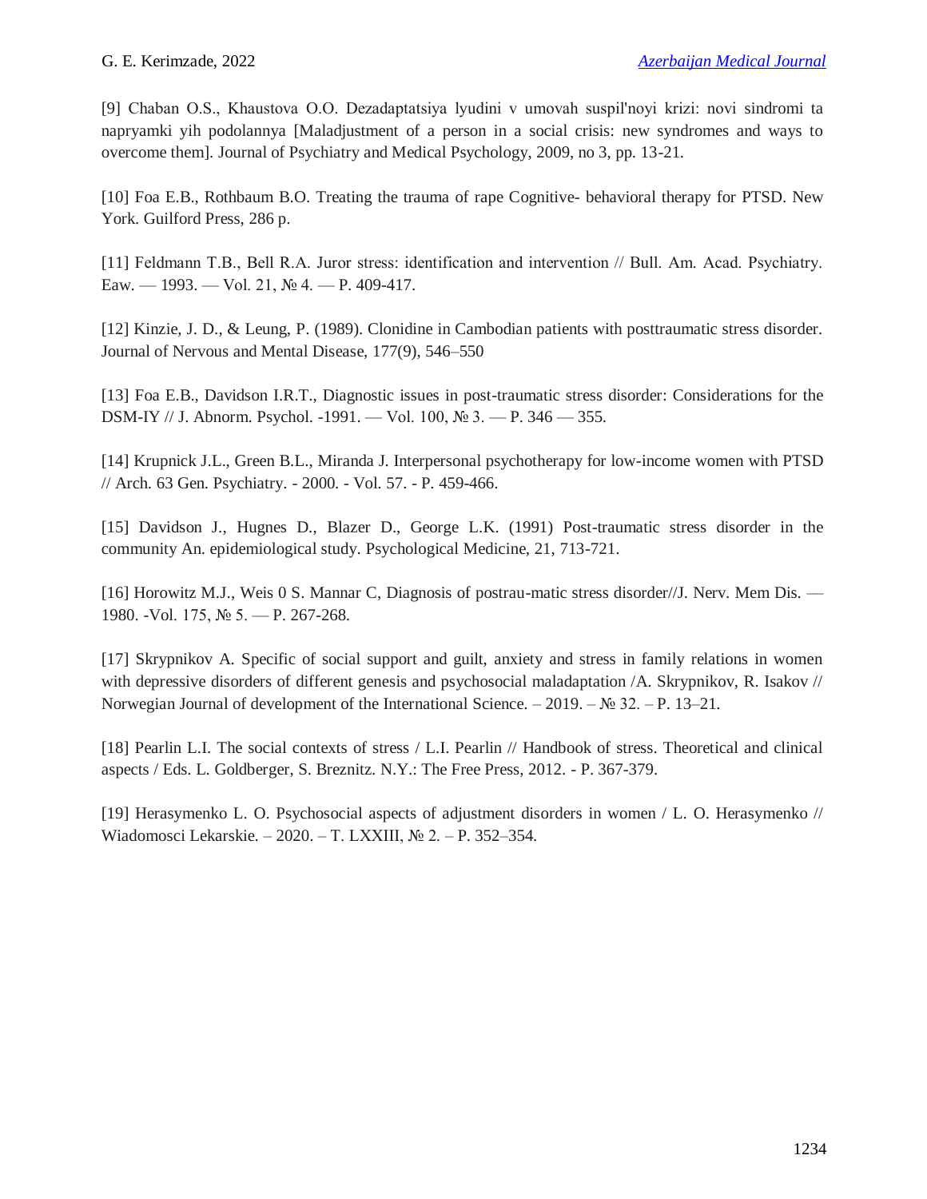[9] Chaban O.S., Khaustova O.O. Dezadaptatsiya lyudini v umovah suspil'noyi krizi: novi sindromi ta napryamki yih podolannya [Maladjustment of a person in a social crisis: new syndromes and ways to overcome them]. Journal of Psychiatry and Medical Psychology, 2009, no 3, pp. 13-21.

[10] Foa E.B., Rothbaum B.O. Treating the trauma of rape Cognitive- behavioral therapy for PTSD. New York. Guilford Press, 286 p.

[11] Feldmann T.B., Bell R.A. Juror stress: identification and intervention // Bull. Am. Acad. Psychiatry. Eaw. — 1993. — Vol. 21, № 4. — P. 409-417.

[12] Kinzie, J. D., & Leung, P. (1989). Clonidine in Cambodian patients with posttraumatic stress disorder. Journal of Nervous and Mental Disease, 177(9), 546–550

[13] Foa E.B., Davidson I.R.T., Diagnostic issues in post-traumatic stress disorder: Considerations for the DSM-IY // J. Abnorm. Psychol. -1991. — Vol. 100, № 3. — P. 346 — 355.

[14] Krupnick J.L., Green B.L., Miranda J. Interpersonal psychotherapy for low-income women with PTSD // Arch. 63 Gen. Psychiatry. - 2000. - Vol. 57. - P. 459-466.

[15] Davidson J., Hugnes D., Blazer D., George L.K. (1991) Post-traumatic stress disorder in the community An. epidemiological study. Psychological Medicine, 21, 713-721.

[16] Horowitz M.J., Weis 0 S. Mannar C, Diagnosis of postrau-matic stress disorder//J. Nerv. Mem Dis. — 1980. -Vol. 175, № 5. — P. 267-268.

[17] Skrypnikov A. Specific of social support and guilt, anxiety and stress in family relations in women with depressive disorders of different genesis and psychosocial maladaptation /A. Skrypnikov, R. Isakov // Norwegian Journal of development of the International Science. – 2019. – № 32. – P. 13–21.

[18] Pearlin L.I. The social contexts of stress / L.I. Pearlin // Handbook of stress. Theoretical and clinical aspects / Eds. L. Goldberger, S. Breznitz. N.Y.: The Free Press, 2012. - P. 367-379.

[19] Herasymenko L. O. Psychosocial aspects of adjustment disorders in women / L. O. Herasymenko // Wiadomosci Lekarskie. – 2020. – T. LXXIII, № 2. – P. 352–354.